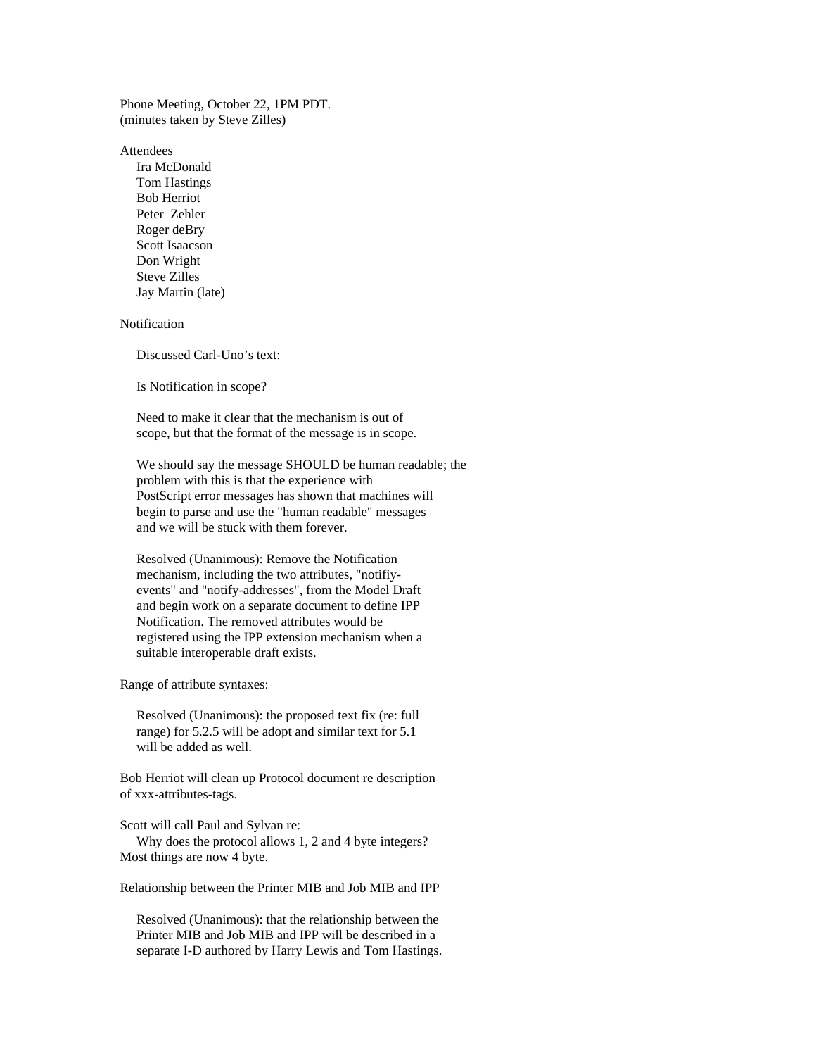Phone Meeting, October 22, 1PM PDT.
(minutes taken by Steve Zilles)

Attendees

- Ira McDonald
- Tom Hastings
- Bob Herriot
- Peter Zehler
- Roger deBry
- Scott Isaacson
- Don Wright
- Steve Zilles
- Jay Martin (late)

Notification

Discussed Carl-Uno's text:

Is Notification in scope?

Need to make it clear that the mechanism is out of scope, but that the format of the message is in scope.

We should say the message SHOULD be human readable; the problem with this is that the experience with PostScript error messages has shown that machines will begin to parse and use the "human readable" messages and we will be stuck with them forever.

Resolved (Unanimous): Remove the Notification mechanism, including the two attributes, "notifiy-events" and "notify-addresses", from the Model Draft and begin work on a separate document to define IPP Notification. The removed attributes would be registered using the IPP extension mechanism when a suitable interoperable draft exists.

Range of attribute syntaxes:

Resolved (Unanimous): the proposed text fix (re: full range) for 5.2.5 will be adopt and similar text for 5.1 will be added as well.

Bob Herriot will clean up Protocol document re description of xxx-attributes-tags.

Scott will call Paul and Sylvan re:
Why does the protocol allows 1, 2 and 4 byte integers?
Most things are now 4 byte.

Relationship between the Printer MIB and Job MIB and IPP

Resolved (Unanimous): that the relationship between the Printer MIB and Job MIB and IPP will be described in a separate I-D authored by Harry Lewis and Tom Hastings.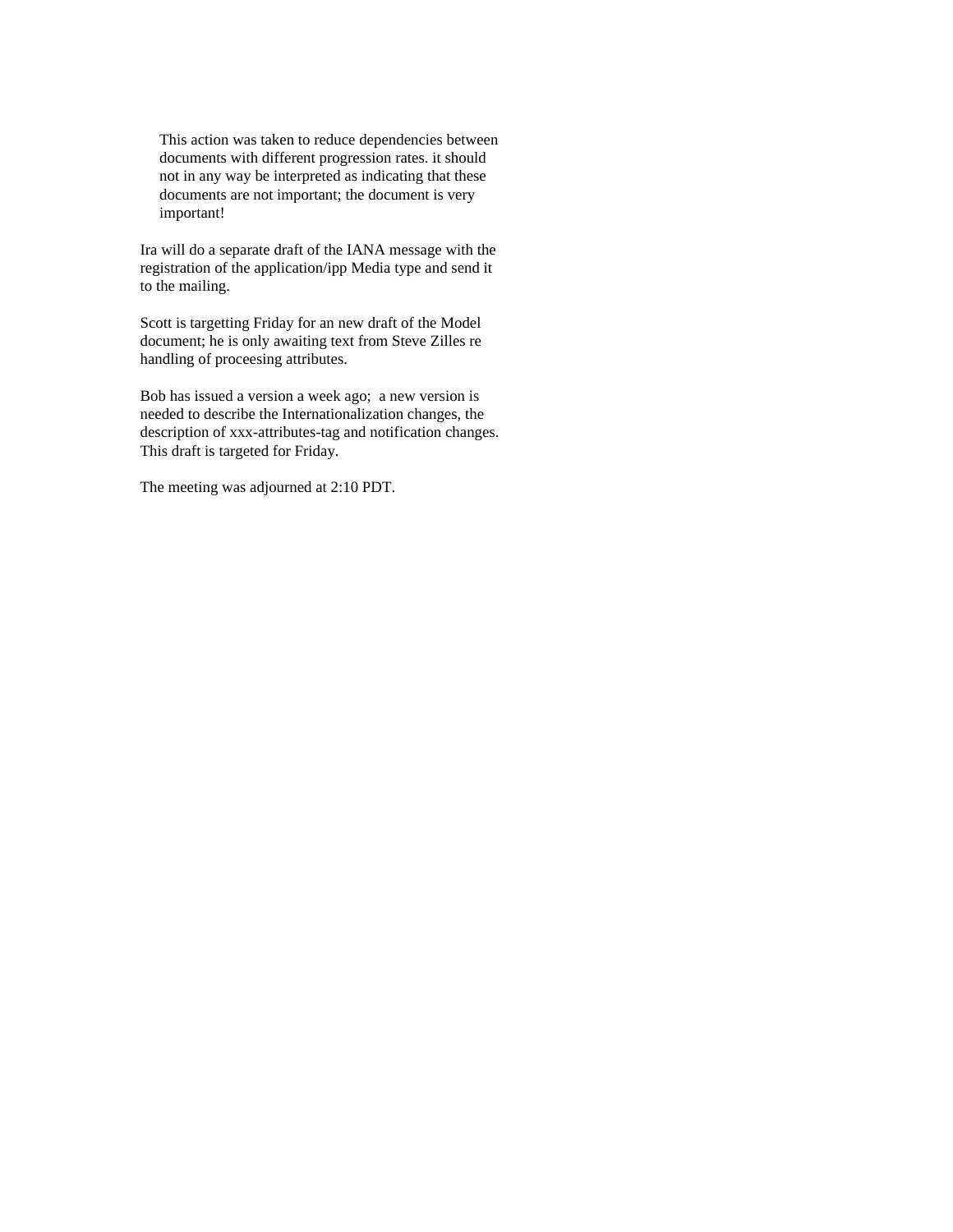> This action was taken to reduce dependencies between documents with different progression rates. it should not in any way be interpreted as indicating that these documents are not important; the document is very important!

Ira will do a separate draft of the IANA message with the registration of the application/ipp Media type and send it to the mailing.

Scott is targetting Friday for an new draft of the Model document; he is only awaiting text from Steve Zilles re handling of proceesing attributes.

Bob has issued a version a week ago; a new version is needed to describe the Internationalization changes, the description of xxx-attributes-tag and notification changes. This draft is targeted for Friday.

The meeting was adjourned at 2:10 PDT.